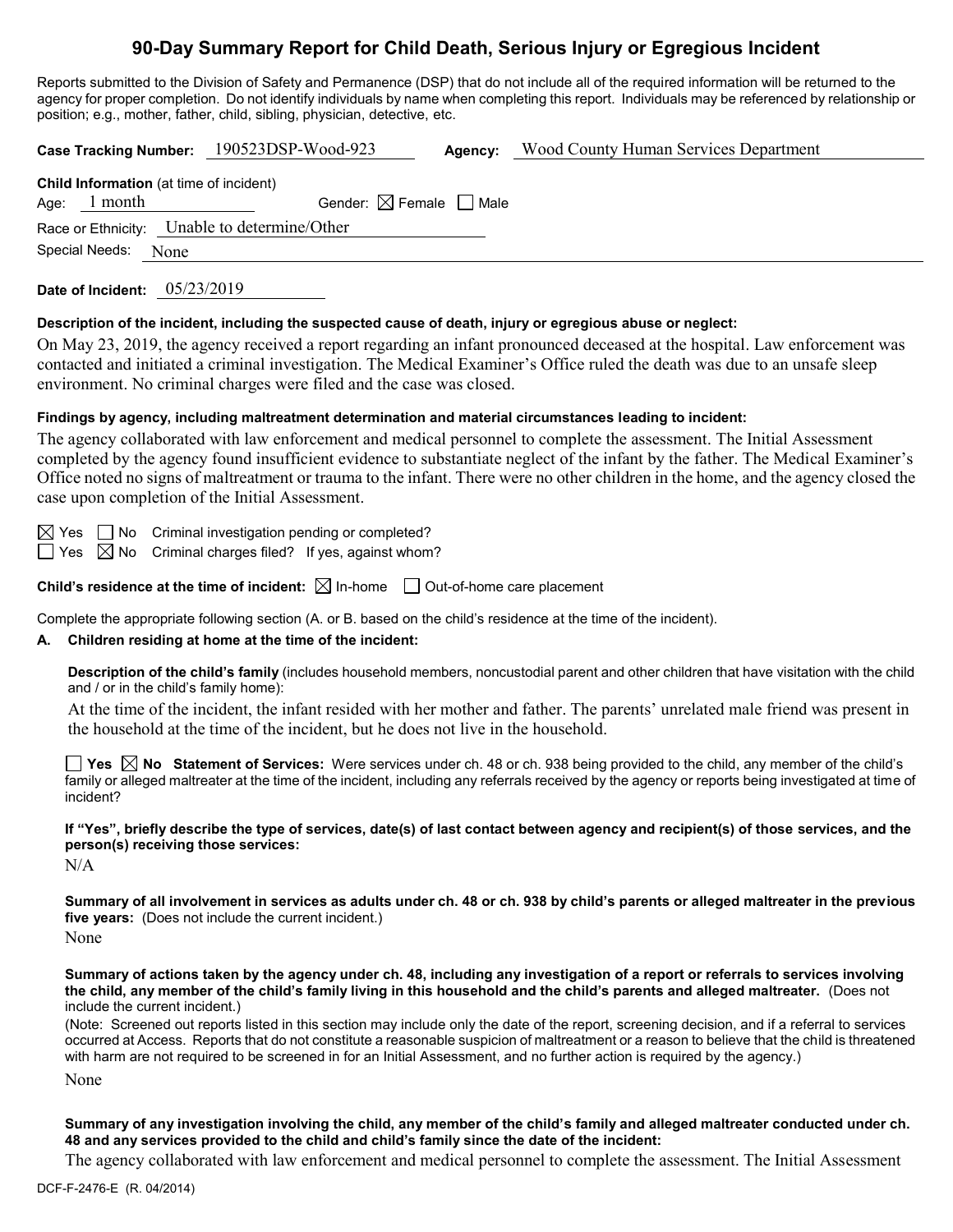# 90-Day Summary Report for Child Death, Serious Injury or Egregious Incident

Reports submitted to the Division of Safety and Permanence (DSP) that do not include all of the required information will be returned to the agency for proper completion. Do not identify individuals by name when completing this report. Individuals may be referenced by relationship or position; e.g., mother, father, child, sibling, physician, detective, etc.

**Case Tracking Number:** 190523DSP-Wood-923 **Agency:** Wood County Human Services Department

**Child Information** (at time of incident)
Age: 1 month Gender: ☒ Female ☐ Male
Race or Ethnicity: Unable to determine/Other
Special Needs: None

**Date of Incident:** 05/23/2019

**Description of the incident, including the suspected cause of death, injury or egregious abuse or neglect:**

On May 23, 2019, the agency received a report regarding an infant pronounced deceased at the hospital. Law enforcement was contacted and initiated a criminal investigation. The Medical Examiner's Office ruled the death was due to an unsafe sleep environment. No criminal charges were filed and the case was closed.

**Findings by agency, including maltreatment determination and material circumstances leading to incident:**

The agency collaborated with law enforcement and medical personnel to complete the assessment. The Initial Assessment completed by the agency found insufficient evidence to substantiate neglect of the infant by the father. The Medical Examiner's Office noted no signs of maltreatment or trauma to the infant. There were no other children in the home, and the agency closed the case upon completion of the Initial Assessment.

☒ Yes ☐ No Criminal investigation pending or completed?
☐ Yes ☒ No Criminal charges filed? If yes, against whom?

**Child's residence at the time of incident:** ☒ In-home ☐ Out-of-home care placement

Complete the appropriate following section (A. or B. based on the child's residence at the time of the incident).

**A. Children residing at home at the time of the incident:**

**Description of the child's family** (includes household members, noncustodial parent and other children that have visitation with the child and / or in the child's family home):

At the time of the incident, the infant resided with her mother and father. The parents' unrelated male friend was present in the household at the time of the incident, but he does not live in the household.

☐ **Yes** ☒ **No Statement of Services:** Were services under ch. 48 or ch. 938 being provided to the child, any member of the child's family or alleged maltreater at the time of the incident, including any referrals received by the agency or reports being investigated at time of incident?

**If "Yes", briefly describe the type of services, date(s) of last contact between agency and recipient(s) of those services, and the person(s) receiving those services:**

N/A

**Summary of all involvement in services as adults under ch. 48 or ch. 938 by child's parents or alleged maltreater in the previous five years:** (Does not include the current incident.)

None

**Summary of actions taken by the agency under ch. 48, including any investigation of a report or referrals to services involving the child, any member of the child's family living in this household and the child's parents and alleged maltreater.** (Does not include the current incident.)

(Note: Screened out reports listed in this section may include only the date of the report, screening decision, and if a referral to services occurred at Access. Reports that do not constitute a reasonable suspicion of maltreatment or a reason to believe that the child is threatened with harm are not required to be screened in for an Initial Assessment, and no further action is required by the agency.)

None

**Summary of any investigation involving the child, any member of the child's family and alleged maltreater conducted under ch. 48 and any services provided to the child and child's family since the date of the incident:**

The agency collaborated with law enforcement and medical personnel to complete the assessment. The Initial Assessment

DCF-F-2476-E (R. 04/2014)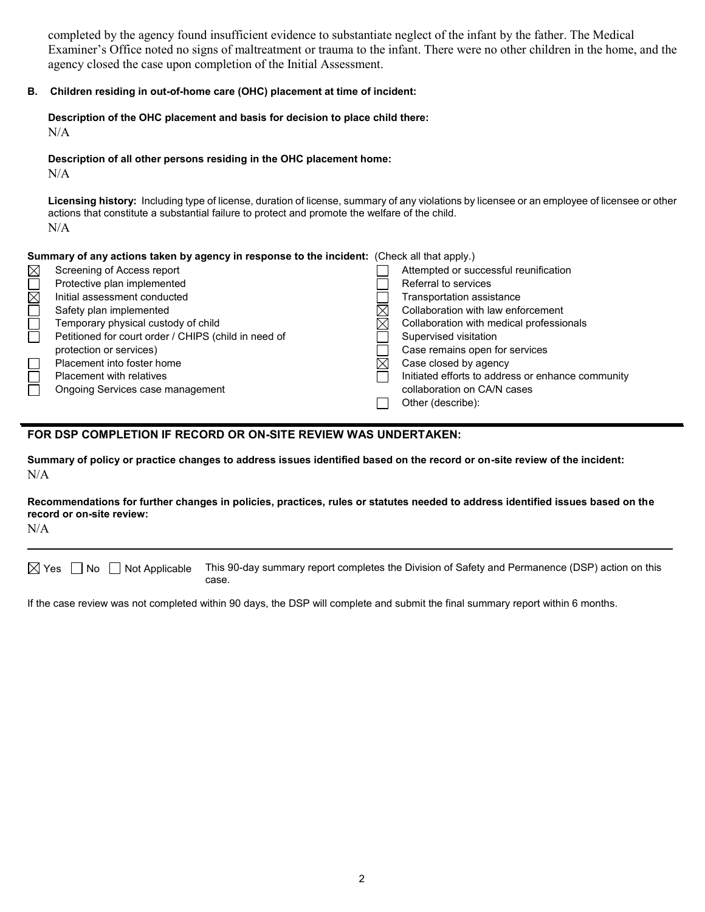completed by the agency found insufficient evidence to substantiate neglect of the infant by the father. The Medical Examiner's Office noted no signs of maltreatment or trauma to the infant. There were no other children in the home, and the agency closed the case upon completion of the Initial Assessment.

**B. Children residing in out-of-home care (OHC) placement at time of incident:**

**Description of the OHC placement and basis for decision to place child there:**
N/A

**Description of all other persons residing in the OHC placement home:**
N/A

**Licensing history:** Including type of license, duration of license, summary of any violations by licensee or an employee of licensee or other actions that constitute a substantial failure to protect and promote the welfare of the child.
N/A

**Summary of any actions taken by agency in response to the incident:** (Check all that apply.)

- ☒ Screening of Access report
- ☐ Protective plan implemented
- ☒ Initial assessment conducted
- ☐ Safety plan implemented
- ☐ Temporary physical custody of child
- ☐ Petitioned for court order / CHIPS (child in need of protection or services)
- ☐ Placement into foster home
- ☐ Placement with relatives
- ☐ Ongoing Services case management
- ☐ Attempted or successful reunification
- ☐ Referral to services
- ☐ Transportation assistance
- ☒ Collaboration with law enforcement
- ☒ Collaboration with medical professionals
- ☐ Supervised visitation
- ☐ Case remains open for services
- ☒ Case closed by agency
- ☐ Initiated efforts to address or enhance community collaboration on CA/N cases
- ☐ Other (describe):

## FOR DSP COMPLETION IF RECORD OR ON-SITE REVIEW WAS UNDERTAKEN:

**Summary of policy or practice changes to address issues identified based on the record or on-site review of the incident:**
N/A

**Recommendations for further changes in policies, practices, rules or statutes needed to address identified issues based on the record or on-site review:**
N/A

---

☒ Yes ☐ No ☐ Not Applicable This 90-day summary report completes the Division of Safety and Permanence (DSP) action on this case.

If the case review was not completed within 90 days, the DSP will complete and submit the final summary report within 6 months.